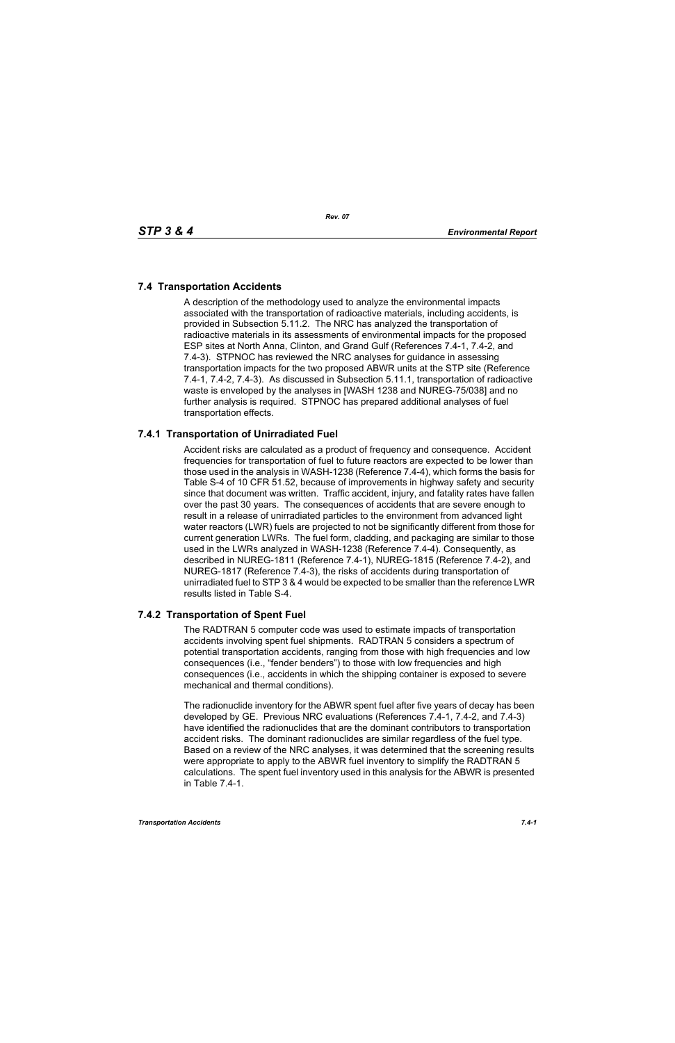## 7.4 Transportation Accidents

A description of the methodology used to analyze the environmental impacts associated with the transportation of radioactive materials, including accidents, is provided in Subsection 5.11.2. The NRC has analyzed the transportation of radioactive materials in its assessments of environmental impacts for the proposed ESP sites at North Anna, Clinton, and Grand Gulf (References 7.4-1, 7.4-2, and 7.4-3). STPNOC has reviewed the NRC analyses for guidance in assessing transportation impacts for the two proposed ABWR units at the STP site (Reference 7.4-1, 7.4-2, 7.4-3). As discussed in Subsection 5.11.1, transportation of radioactive waste is enveloped by the analyses in [WASH 1238 and NUREG-75/038] and no further analysis is required. STPNOC has prepared additional analyses of fuel transportation effects.

### 7.4.1 Transportation of Unirradiated Fuel

Accident risks are calculated as a product of frequency and consequence. Accident frequencies for transportation of fuel to future reactors are expected to be lower than those used in the analysis in WASH-1238 (Reference 7.4-4), which forms the basis for Table S-4 of 10 CFR 51.52, because of improvements in highway safety and security since that document was written. Traffic accident, injury, and fatality rates have fallen over the past 30 years. The consequences of accidents that are severe enough to result in a release of unirradiated particles to the environment from advanced light water reactors (LWR) fuels are projected to not be significantly different from those for current generation LWRs. The fuel form, cladding, and packaging are similar to those used in the LWRs analyzed in WASH-1238 (Reference 7.4-4). Consequently, as described in NUREG-1811 (Reference 7.4-1), NUREG-1815 (Reference 7.4-2), and NUREG-1817 (Reference 7.4-3), the risks of accidents during transportation of unirradiated fuel to STP 3 & 4 would be expected to be smaller than the reference LWR results listed in Table S-4.

### 7.4.2 Transportation of Spent Fuel

The RADTRAN 5 computer code was used to estimate impacts of transportation accidents involving spent fuel shipments. RADTRAN 5 considers a spectrum of potential transportation accidents, ranging from those with high frequencies and low consequences (i.e., "fender benders") to those with low frequencies and high consequences (i.e., accidents in which the shipping container is exposed to severe mechanical and thermal conditions).

The radionuclide inventory for the ABWR spent fuel after five years of decay has been developed by GE. Previous NRC evaluations (References 7.4-1, 7.4-2, and 7.4-3) have identified the radionuclides that are the dominant contributors to transportation accident risks. The dominant radionuclides are similar regardless of the fuel type. Based on a review of the NRC analyses, it was determined that the screening results were appropriate to apply to the ABWR fuel inventory to simplify the RADTRAN 5 calculations. The spent fuel inventory used in this analysis for the ABWR is presented in Table 7.4-1.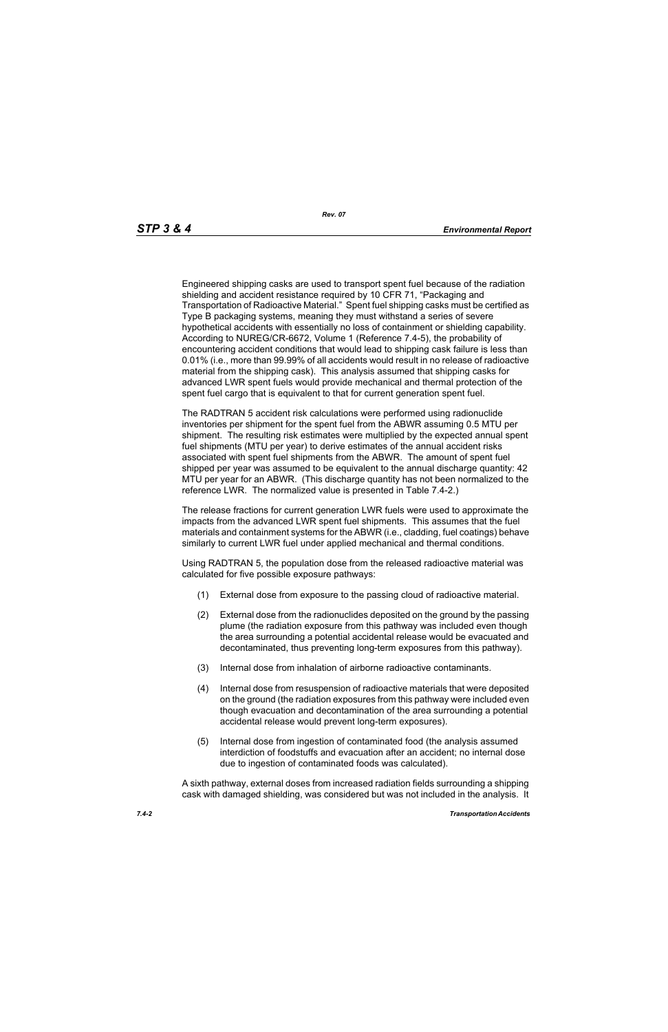Engineered shipping casks are used to transport spent fuel because of the radiation shielding and accident resistance required by 10 CFR 71, "Packaging and Transportation of Radioactive Material." Spent fuel shipping casks must be certified as Type B packaging systems, meaning they must withstand a series of severe hypothetical accidents with essentially no loss of containment or shielding capability. According to NUREG/CR-6672, Volume 1 (Reference 7.4-5), the probability of encountering accident conditions that would lead to shipping cask failure is less than 0.01% (i.e., more than 99.99% of all accidents would result in no release of radioactive material from the shipping cask). This analysis assumed that shipping casks for advanced LWR spent fuels would provide mechanical and thermal protection of the spent fuel cargo that is equivalent to that for current generation spent fuel.

The RADTRAN 5 accident risk calculations were performed using radionuclide inventories per shipment for the spent fuel from the ABWR assuming 0.5 MTU per shipment. The resulting risk estimates were multiplied by the expected annual spent fuel shipments (MTU per year) to derive estimates of the annual accident risks associated with spent fuel shipments from the ABWR. The amount of spent fuel shipped per year was assumed to be equivalent to the annual discharge quantity: 42 MTU per year for an ABWR. (This discharge quantity has not been normalized to the reference LWR. The normalized value is presented in Table 7.4-2.)

The release fractions for current generation LWR fuels were used to approximate the impacts from the advanced LWR spent fuel shipments. This assumes that the fuel materials and containment systems for the ABWR (i.e., cladding, fuel coatings) behave similarly to current LWR fuel under applied mechanical and thermal conditions.

Using RADTRAN 5, the population dose from the released radioactive material was calculated for five possible exposure pathways:

(1) External dose from exposure to the passing cloud of radioactive material.

(2) External dose from the radionuclides deposited on the ground by the passing plume (the radiation exposure from this pathway was included even though the area surrounding a potential accidental release would be evacuated and decontaminated, thus preventing long-term exposures from this pathway).

(3) Internal dose from inhalation of airborne radioactive contaminants.

(4) Internal dose from resuspension of radioactive materials that were deposited on the ground (the radiation exposures from this pathway were included even though evacuation and decontamination of the area surrounding a potential accidental release would prevent long-term exposures).

(5) Internal dose from ingestion of contaminated food (the analysis assumed interdiction of foodstuffs and evacuation after an accident; no internal dose due to ingestion of contaminated foods was calculated).

A sixth pathway, external doses from increased radiation fields surrounding a shipping cask with damaged shielding, was considered but was not included in the analysis. It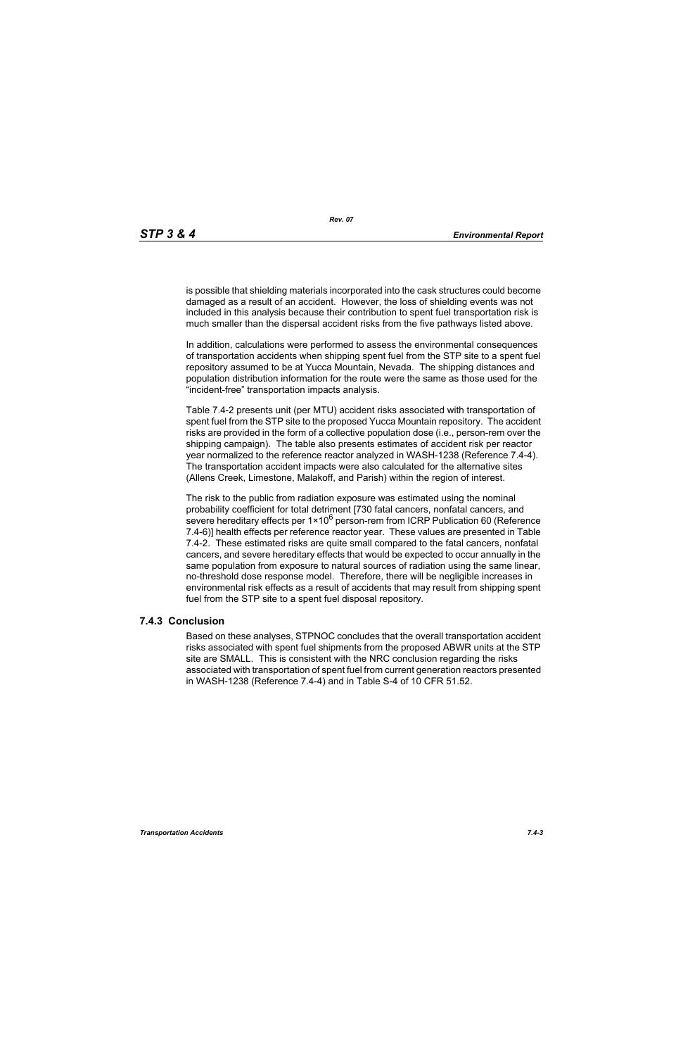is possible that shielding materials incorporated into the cask structures could become damaged as a result of an accident. However, the loss of shielding events was not included in this analysis because their contribution to spent fuel transportation risk is much smaller than the dispersal accident risks from the five pathways listed above.

In addition, calculations were performed to assess the environmental consequences of transportation accidents when shipping spent fuel from the STP site to a spent fuel repository assumed to be at Yucca Mountain, Nevada. The shipping distances and population distribution information for the route were the same as those used for the "incident-free" transportation impacts analysis.

Table 7.4-2 presents unit (per MTU) accident risks associated with transportation of spent fuel from the STP site to the proposed Yucca Mountain repository. The accident risks are provided in the form of a collective population dose (i.e., person-rem over the shipping campaign). The table also presents estimates of accident risk per reactor year normalized to the reference reactor analyzed in WASH-1238 (Reference 7.4-4). The transportation accident impacts were also calculated for the alternative sites (Allens Creek, Limestone, Malakoff, and Parish) within the region of interest.

The risk to the public from radiation exposure was estimated using the nominal probability coefficient for total detriment [730 fatal cancers, nonfatal cancers, and severe hereditary effects per $1 \times 10^6$ person-rem from ICRP Publication 60 (Reference 7.4-6)] health effects per reference reactor year. These values are presented in Table 7.4-2. These estimated risks are quite small compared to the fatal cancers, nonfatal cancers, and severe hereditary effects that would be expected to occur annually in the same population from exposure to natural sources of radiation using the same linear, no-threshold dose response model. Therefore, there will be negligible increases in environmental risk effects as a result of accidents that may result from shipping spent fuel from the STP site to a spent fuel disposal repository.

### 7.4.3 Conclusion

Based on these analyses, STPNOC concludes that the overall transportation accident risks associated with spent fuel shipments from the proposed ABWR units at the STP site are SMALL. This is consistent with the NRC conclusion regarding the risks associated with transportation of spent fuel from current generation reactors presented in WASH-1238 (Reference 7.4-4) and in Table S-4 of 10 CFR 51.52.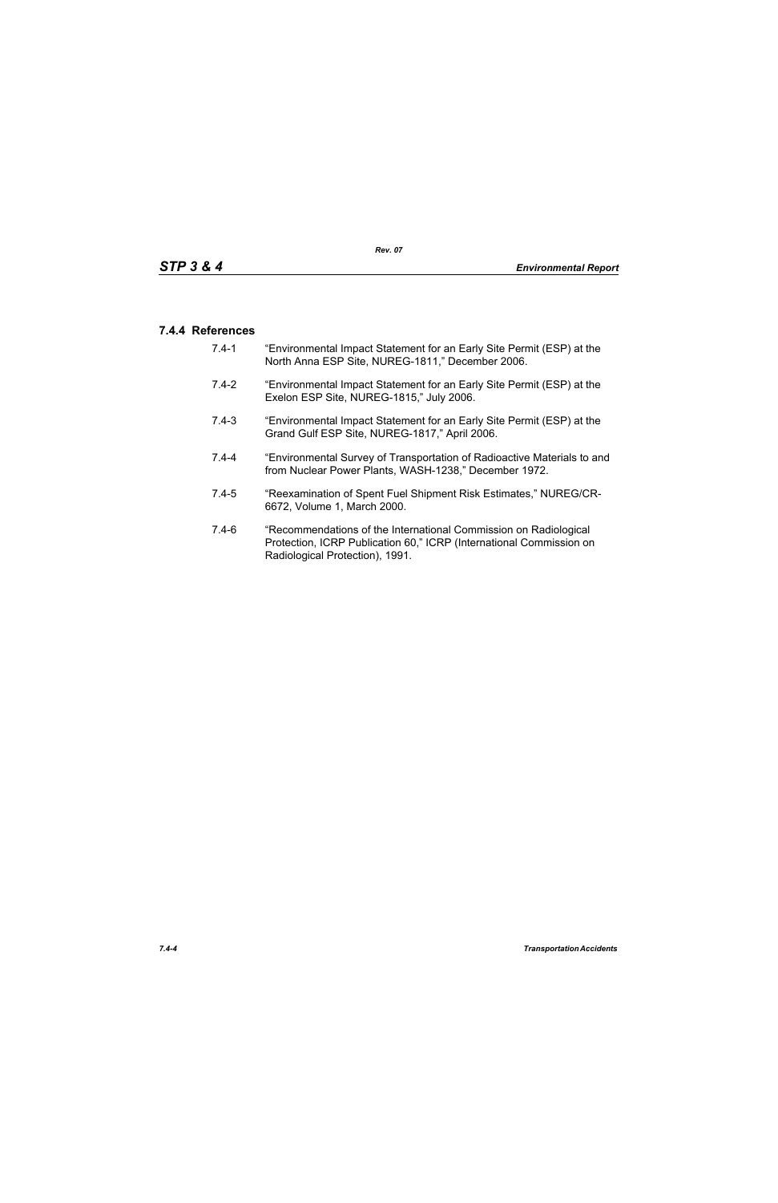### 7.4.4 References

7.4-1 "Environmental Impact Statement for an Early Site Permit (ESP) at the North Anna ESP Site, NUREG-1811," December 2006.

7.4-2 "Environmental Impact Statement for an Early Site Permit (ESP) at the Exelon ESP Site, NUREG-1815," July 2006.

7.4-3 "Environmental Impact Statement for an Early Site Permit (ESP) at the Grand Gulf ESP Site, NUREG-1817," April 2006.

7.4-4 "Environmental Survey of Transportation of Radioactive Materials to and from Nuclear Power Plants, WASH-1238," December 1972.

7.4-5 "Reexamination of Spent Fuel Shipment Risk Estimates," NUREG/CR-6672, Volume 1, March 2000.

7.4-6 "Recommendations of the International Commission on Radiological Protection, ICRP Publication 60," ICRP (International Commission on Radiological Protection), 1991.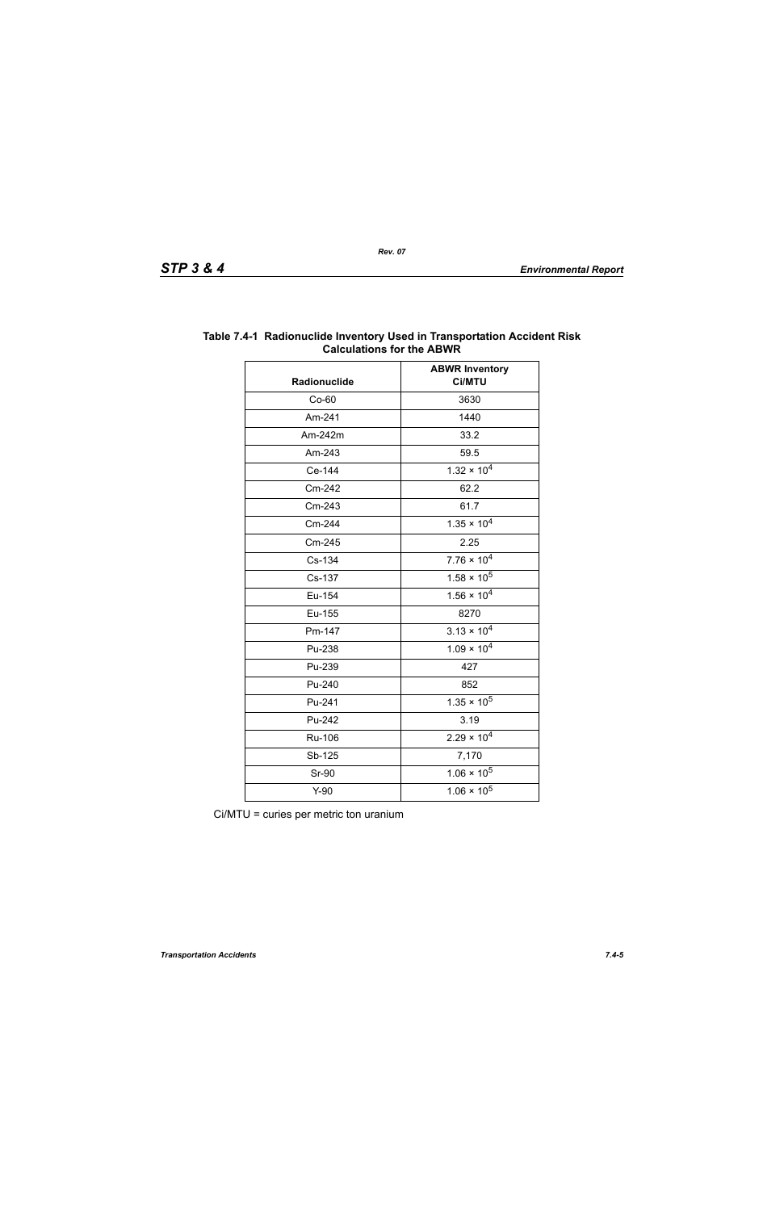**Table 7.4-1 Radionuclide Inventory Used in Transportation Accident Risk Calculations for the ABWR**

| Radionuclide | ABWR Inventory Ci/MTU |
|---|---|
| Co-60 | 3630 |
| Am-241 | 1440 |
| Am-242m | 33.2 |
| Am-243 | 59.5 |
| Ce-144 | $1.32 \times 10^4$ |
| Cm-242 | 62.2 |
| Cm-243 | 61.7 |
| Cm-244 | $1.35 \times 10^4$ |
| Cm-245 | 2.25 |
| Cs-134 | $7.76 \times 10^4$ |
| Cs-137 | $1.58 \times 10^5$ |
| Eu-154 | $1.56 \times 10^4$ |
| Eu-155 | 8270 |
| Pm-147 | $3.13 \times 10^4$ |
| Pu-238 | $1.09 \times 10^4$ |
| Pu-239 | 427 |
| Pu-240 | 852 |
| Pu-241 | $1.35 \times 10^5$ |
| Pu-242 | 3.19 |
| Ru-106 | $2.29 \times 10^4$ |
| Sb-125 | 7,170 |
| Sr-90 | $1.06 \times 10^5$ |
| Y-90 | $1.06 \times 10^5$ |

Ci/MTU = curies per metric ton uranium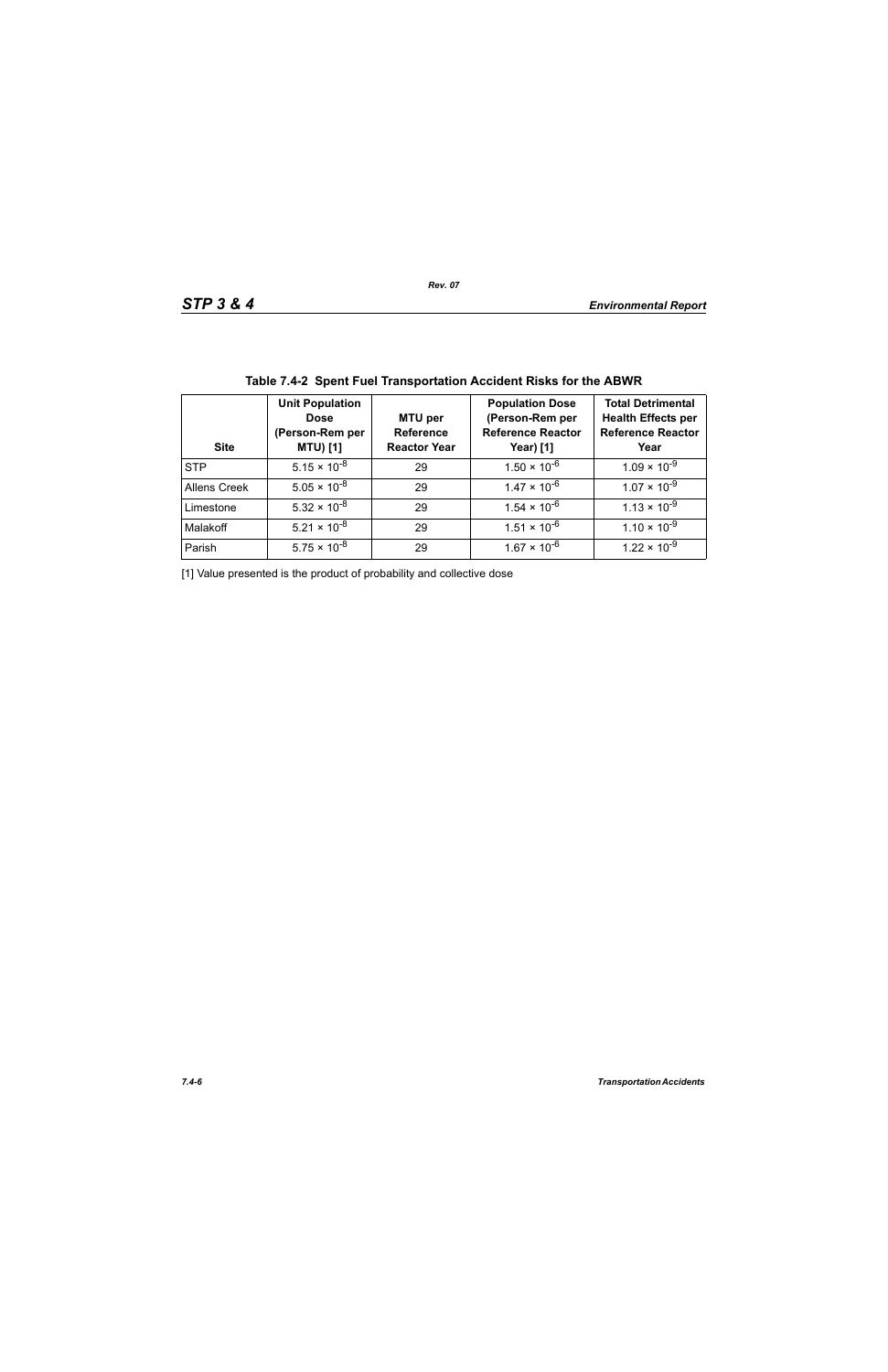**Table 7.4-2 Spent Fuel Transportation Accident Risks for the ABWR**

| Site | Unit Population Dose (Person-Rem per MTU) [1] | MTU per Reference Reactor Year | Population Dose (Person-Rem per Reference Reactor Year) [1] | Total Detrimental Health Effects per Reference Reactor Year |
|---|---|---|---|---|
| STP | $5.15 \times 10^{-8}$ | 29 | $1.50 \times 10^{-6}$ | $1.09 \times 10^{-9}$ |
| Allens Creek | $5.05 \times 10^{-8}$ | 29 | $1.47 \times 10^{-6}$ | $1.07 \times 10^{-9}$ |
| Limestone | $5.32 \times 10^{-8}$ | 29 | $1.54 \times 10^{-6}$ | $1.13 \times 10^{-9}$ |
| Malakoff | $5.21 \times 10^{-8}$ | 29 | $1.51 \times 10^{-6}$ | $1.10 \times 10^{-9}$ |
| Parish | $5.75 \times 10^{-8}$ | 29 | $1.67 \times 10^{-6}$ | $1.22 \times 10^{-9}$ |

[1] Value presented is the product of probability and collective dose